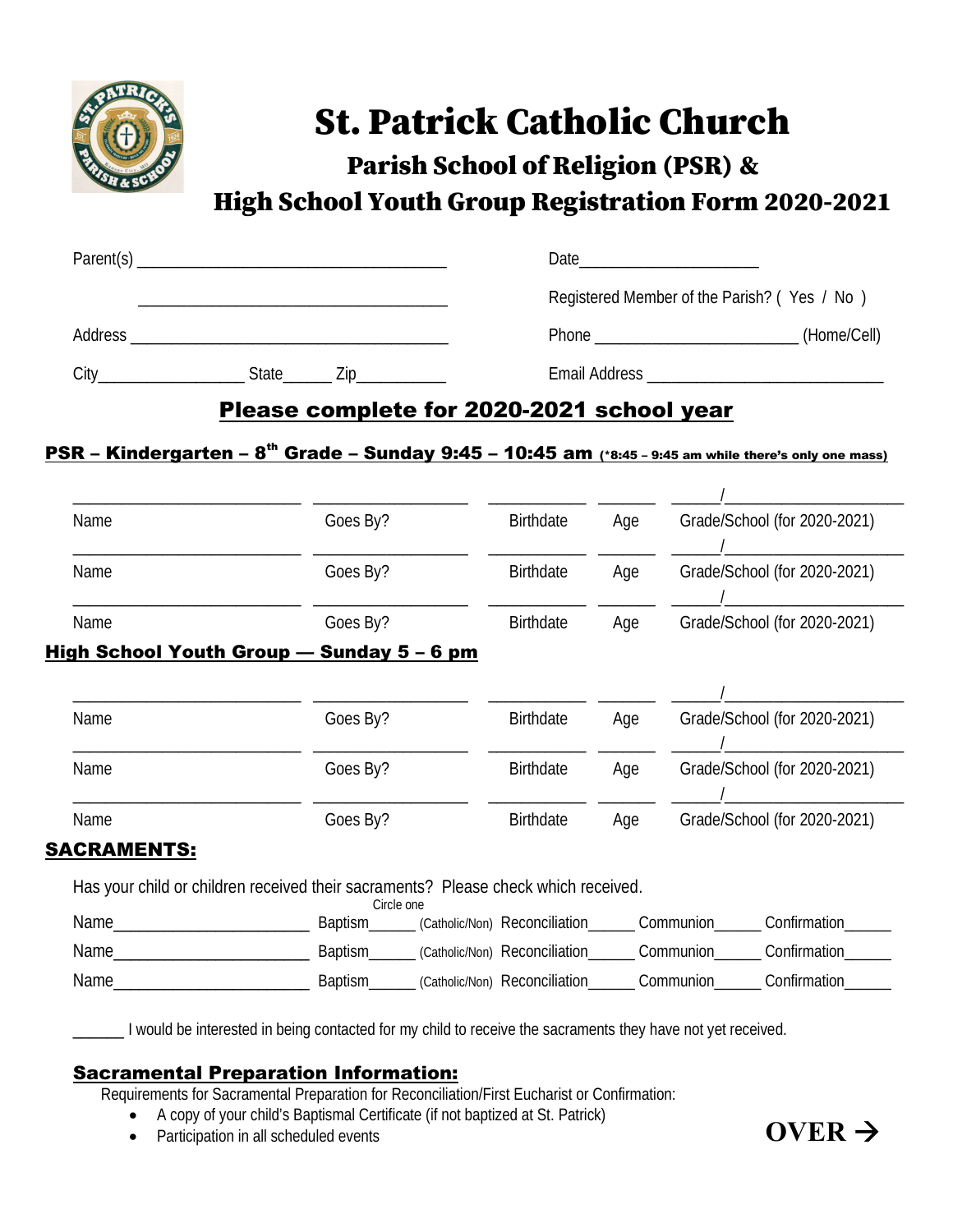# St. Patrick Catholic Church

## Parish School of Religion (PSR) &

## High School Youth Group Registration Form 2020-2021

Parent(s) ______________________________________ Date______________________

______________________________________ Registered Member of the Parish? ( Yes / No )

Address ______________________________________ Phone ________________________ (Home/Cell)

City_________________ State______ Zip___________ Email Address ____________________________

## Please complete for 2020-2021 school year

**PSR – Kindergarten – 8th Grade – Sunday 9:45 – 10:45 am** (*8:45 – 9:45 am while there's only one mass)

| Name | Goes By? | Birthdate | Age | Grade/School (for 2020-2021) |
|---|---|---|---|---|
| ______________ | ______________ | __________ | ______ | ______/______________ |
| ______________ | ______________ | __________ | ______ | ______/______________ |
| ______________ | ______________ | __________ | ______ | ______/______________ |

**High School Youth Group — Sunday 5 – 6 pm**

| Name | Goes By? | Birthdate | Age | Grade/School (for 2020-2021) |
|---|---|---|---|---|
| ______________ | ______________ | __________ | ______ | ______/______________ |
| ______________ | ______________ | __________ | ______ | ______/______________ |
| ______________ | ______________ | __________ | ______ | ______/______________ |

**SACRAMENTS:**

Has your child or children received their sacraments? Please check which received.

Name_______________________ Baptism______ (Circle one: Catholic/Non) Reconciliation______ Communion______ Confirmation______

Name_______________________ Baptism______ (Catholic/Non) Reconciliation______ Communion______ Confirmation______

Name_______________________ Baptism______ (Catholic/Non) Reconciliation______ Communion______ Confirmation______

______ I would be interested in being contacted for my child to receive the sacraments they have not yet received.

**Sacramental Preparation Information:**

Requirements for Sacramental Preparation for Reconciliation/First Eucharist or Confirmation:

- A copy of your child's Baptismal Certificate (if not baptized at St. Patrick)
- Participation in all scheduled events

**OVER →**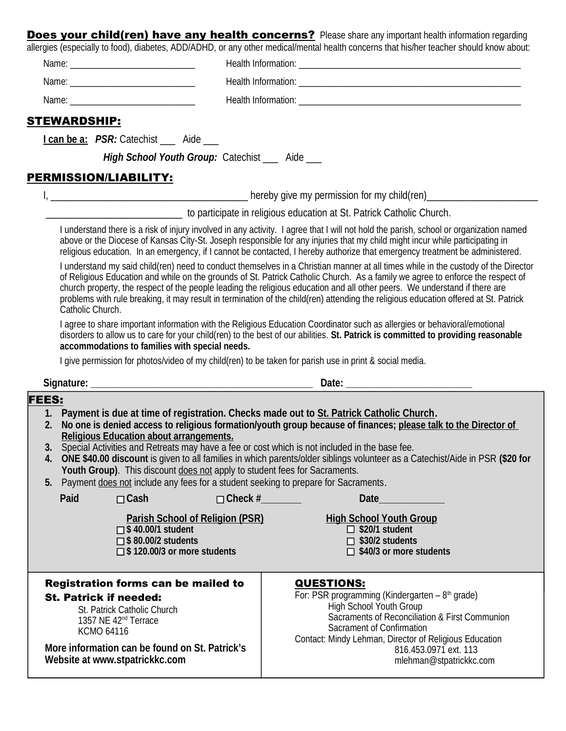## Does your child(ren) have any health concerns?

Please share any important health information regarding allergies (especially to food), diabetes, ADD/ADHD, or any other medical/mental health concerns that his/her teacher should know about:

Name: ___________________________ Health Information: ___________________________________________________

Name: ___________________________ Health Information: ___________________________________________________

Name: ___________________________ Health Information: ___________________________________________________

## STEWARDSHIP:

**I can be a:** ***PSR:*** Catechist ___ Aide ___

***High School Youth Group:*** Catechist ___ Aide ___

## PERMISSION/LIABILITY:

I, ________________________________________ hereby give my permission for my child(ren)______________________

___________________________ to participate in religious education at St. Patrick Catholic Church.

I understand there is a risk of injury involved in any activity. I agree that I will not hold the parish, school or organization named above or the Diocese of Kansas City-St. Joseph responsible for any injuries that my child might incur while participating in religious education. In an emergency, if I cannot be contacted, I hereby authorize that emergency treatment be administered.

I understand my said child(ren) need to conduct themselves in a Christian manner at all times while in the custody of the Director of Religious Education and while on the grounds of St. Patrick Catholic Church. As a family we agree to enforce the respect of church property, the respect of the people leading the religious education and all other peers. We understand if there are problems with rule breaking, it may result in termination of the child(ren) attending the religious education offered at St. Patrick Catholic Church.

I agree to share important information with the Religious Education Coordinator such as allergies or behavioral/emotional disorders to allow us to care for your child(ren) to the best of our abilities. **St. Patrick is committed to providing reasonable accommodations to families with special needs.**

I give permission for photos/video of my child(ren) to be taken for parish use in print & social media.

**Signature:** _____________________________________________ **Date:** _________________________

## FEES:

1. **Payment is due at time of registration. Checks made out to St. Patrick Catholic Church.**
2. **No one is denied access to religious formation/youth group because of finances; please talk to the Director of Religious Education about arrangements.**
3. Special Activities and Retreats may have a fee or cost which is not included in the base fee.
4. **ONE $40.00 discount** is given to all families in which parents/older siblings volunteer as a Catechist/Aide in PSR **($20 for Youth Group)**. This discount does not apply to student fees for Sacraments.
5. Payment does not include any fees for a student seeking to prepare for Sacraments.

**Paid** ☐ **Cash** ☐ **Check #________** **Date_____________**

**Parish School of Religion (PSR)**
- ☐ **$ 40.00/1 student**
- ☐ **$ 80.00/2 students**
- ☐ **$ 120.00/3 or more students**

**High School Youth Group**
- ☐ **$20/1 student**
- ☐ **$30/2 students**
- ☐ **$40/3 or more students**

### Registration forms can be mailed to St. Patrick if needed:

St. Patrick Catholic Church
1357 NE 42nd Terrace
KCMO 64116

**More information can be found on St. Patrick's Website at www.stpatrickkc.com**

### QUESTIONS:

For: PSR programming (Kindergarten – 8th grade)
High School Youth Group
Sacraments of Reconciliation & First Communion
Sacrament of Confirmation
Contact: Mindy Lehman, Director of Religious Education
816.453.0971 ext. 113
mlehman@stpatrickkc.com